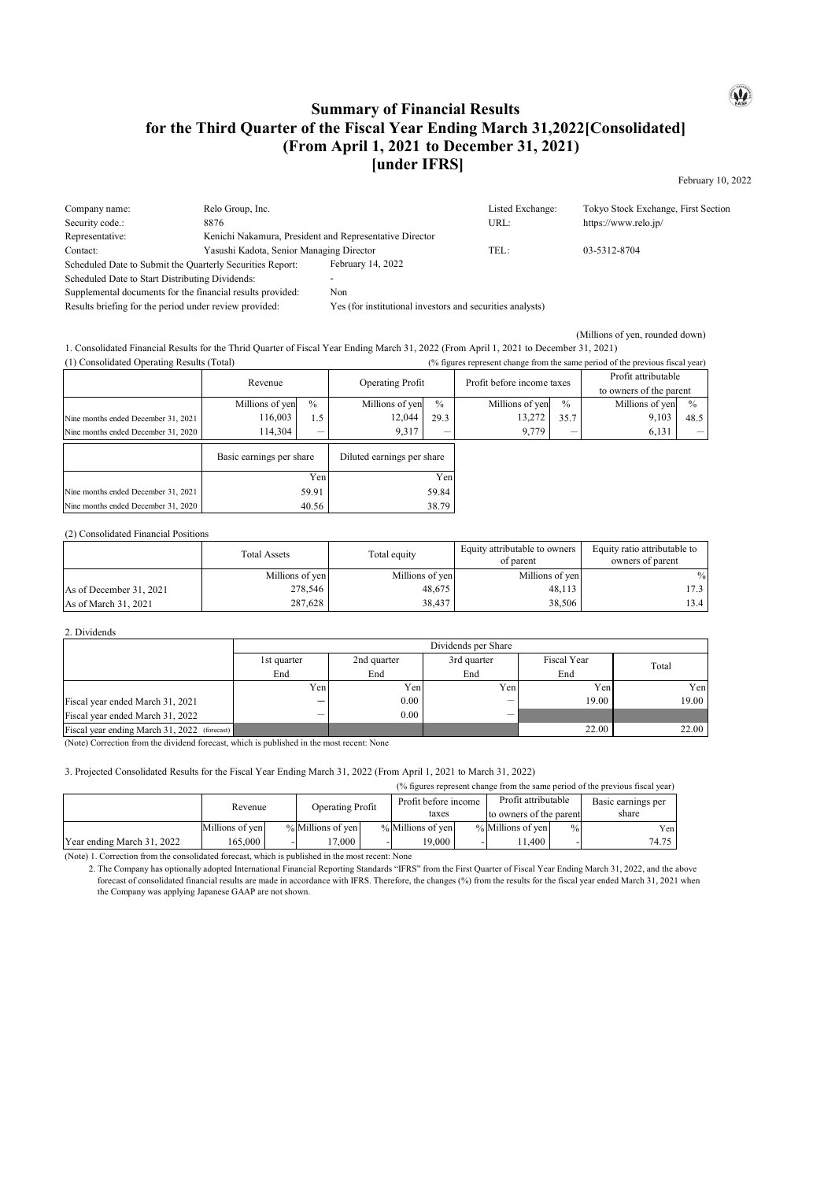# Summary of Financial Results for the Third Quarter of the Fiscal Year Ending March 31,2022[Consolidated] (From April 1, 2021 to December 31, 2021) [under IFRS]

February 10, 2022

| | | | |
|---|---|---|---|
| Company name: | Relo Group, Inc. | Listed Exchange: | Tokyo Stock Exchange, First Section |
| Security code.: | 8876 | URL: | https://www.relo.jp/ |
| Representative: | Kenichi Nakamura, President and Representative Director | | |
| Contact: | Yasushi Kadota, Senior Managing Director | TEL: | 03-5312-8704 |

Scheduled Date to Submit the Quarterly Securities Report: February 14, 2022
Scheduled Date to Start Distributing Dividends: -
Supplemental documents for the financial results provided: Non
Results briefing for the period under review provided: Yes (for institutional investors and securities analysts)

(Millions of yen, rounded down)

1. Consolidated Financial Results for the Thrid Quarter of Fiscal Year Ending March 31, 2022 (From April 1, 2021 to December 31, 2021)

(1) Consolidated Operating Results (Total)

(% figures represent change from the same period of the previous fiscal year)

| | Revenue | | Operating Profit | | Profit before income taxes | | Profit attributable to owners of the parent | |
|---|---|---|---|---|---|---|---|---|
| | Millions of yen | % | Millions of yen | % | Millions of yen | % | Millions of yen | % |
| Nine months ended December 31, 2021 | 116,003 | 1.5 | 12,044 | 29.3 | 13,272 | 35.7 | 9,103 | 48.5 |
| Nine months ended December 31, 2020 | 114,304 | ― | 9,317 | ― | 9,779 | ― | 6,131 | ― |

| | Basic earnings per share | Diluted earnings per share |
|---|---|---|
| | Yen | Yen |
| Nine months ended December 31, 2021 | 59.91 | 59.84 |
| Nine months ended December 31, 2020 | 40.56 | 38.79 |

(2) Consolidated Financial Positions

| | Total Assets | Total equity | Equity attributable to owners of parent | Equity ratio attributable to owners of parent |
|---|---|---|---|---|
| | Millions of yen | Millions of yen | Millions of yen | % |
| As of December 31, 2021 | 278,546 | 48,675 | 48,113 | 17.3 |
| As of March 31, 2021 | 287,628 | 38,437 | 38,506 | 13.4 |

2. Dividends

| | Dividends per Share | | | | |
|---|---|---|---|---|---|
| | 1st quarter End | 2nd quarter End | 3rd quarter End | Fiscal Year End | Total |
| | Yen | Yen | Yen | Yen | Yen |
| Fiscal year ended March 31, 2021 | ― | 0.00 | ― | 19.00 | 19.00 |
| Fiscal year ended March 31, 2022 | ― | 0.00 | ― | | |
| Fiscal year ending March 31, 2022 (forecast) | | | | 22.00 | 22.00 |

(Note) Correction from the dividend forecast, which is published in the most recent: None

3. Projected Consolidated Results for the Fiscal Year Ending March 31, 2022 (From April 1, 2021 to March 31, 2022)

(% figures represent change from the same period of the previous fiscal year)

| | Revenue | | Operating Profit | | Profit before income taxes | | Profit attributable to owners of the parent | | Basic earnings per share |
|---|---|---|---|---|---|---|---|---|---|
| | Millions of yen | % | Millions of yen | % | Millions of yen | % | Millions of yen | % | Yen |
| Year ending March 31, 2022 | 165,000 | - | 17,000 | - | 19,000 | - | 11,400 | - | 74.75 |

(Note) 1. Correction from the consolidated forecast, which is published in the most recent: None

2. The Company has optionally adopted International Financial Reporting Standards "IFRS" from the First Quarter of Fiscal Year Ending March 31, 2022, and the above forecast of consolidated financial results are made in accordance with IFRS. Therefore, the changes (%) from the results for the fiscal year ended March 31, 2021 when the Company was applying Japanese GAAP are not shown.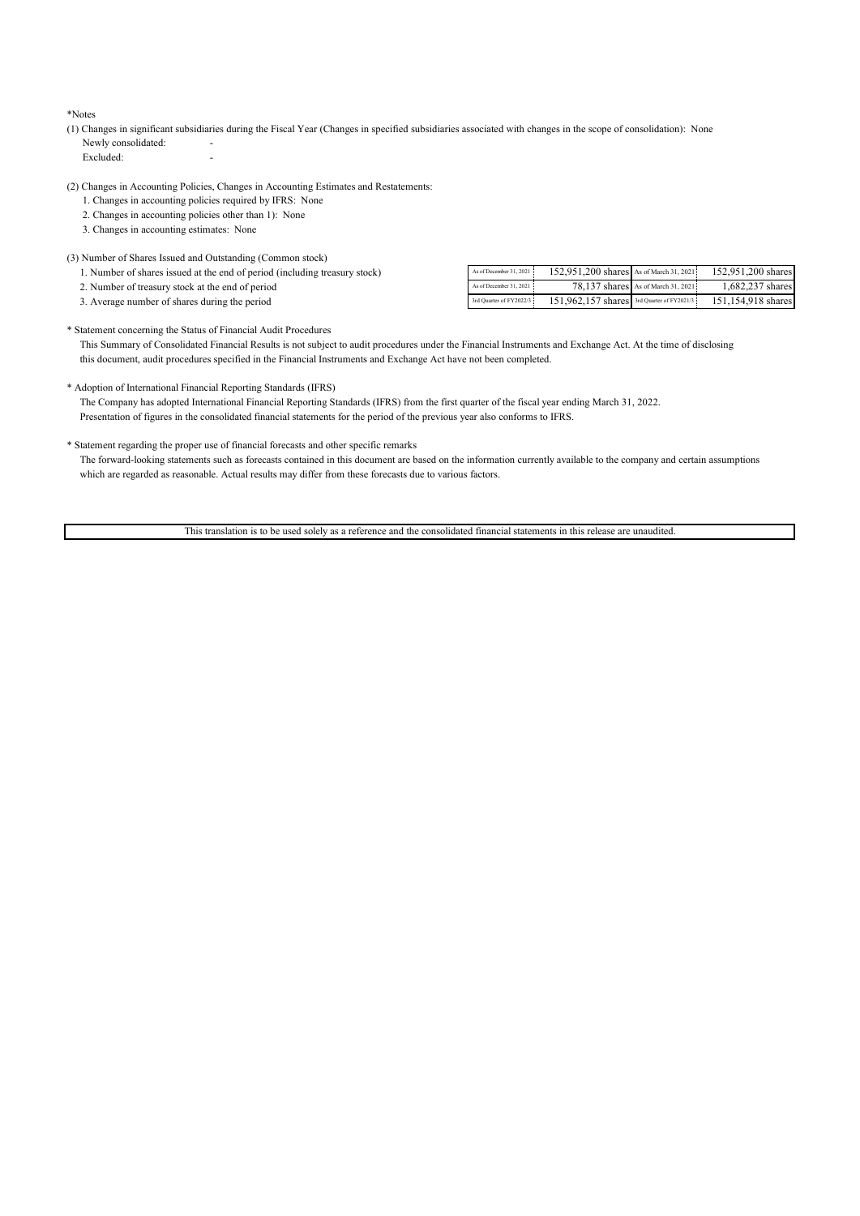*Notes

(1) Changes in significant subsidiaries during the Fiscal Year (Changes in specified subsidiaries associated with changes in the scope of consolidation): None

Newly consolidated: -

Excluded: -

(2) Changes in Accounting Policies, Changes in Accounting Estimates and Restatements:

1. Changes in accounting policies required by IFRS: None
2. Changes in accounting policies other than 1): None
3. Changes in accounting estimates: None

(3) Number of Shares Issued and Outstanding (Common stock)

| | | | | |
|---|---|---|---|---|
| 1. Number of shares issued at the end of period (including treasury stock) | As of December 31, 2021 | 152,951,200 shares | As of March 31, 2021 | 152,951,200 shares |
| 2. Number of treasury stock at the end of period | As of December 31, 2021 | 78,137 shares | As of March 31, 2021 | 1,682,237 shares |
| 3. Average number of shares during the period | 3rd Quarter of FY2022/3 | 151,962,157 shares | 3rd Quarter of FY2021/3 | 151,154,918 shares |

* Statement concerning the Status of Financial Audit Procedures

This Summary of Consolidated Financial Results is not subject to audit procedures under the Financial Instruments and Exchange Act. At the time of disclosing this document, audit procedures specified in the Financial Instruments and Exchange Act have not been completed.

* Adoption of International Financial Reporting Standards (IFRS)

The Company has adopted International Financial Reporting Standards (IFRS) from the first quarter of the fiscal year ending March 31, 2022. Presentation of figures in the consolidated financial statements for the period of the previous year also conforms to IFRS.

* Statement regarding the proper use of financial forecasts and other specific remarks

The forward-looking statements such as forecasts contained in this document are based on the information currently available to the company and certain assumptions which are regarded as reasonable. Actual results may differ from these forecasts due to various factors.

This translation is to be used solely as a reference and the consolidated financial statements in this release are unaudited.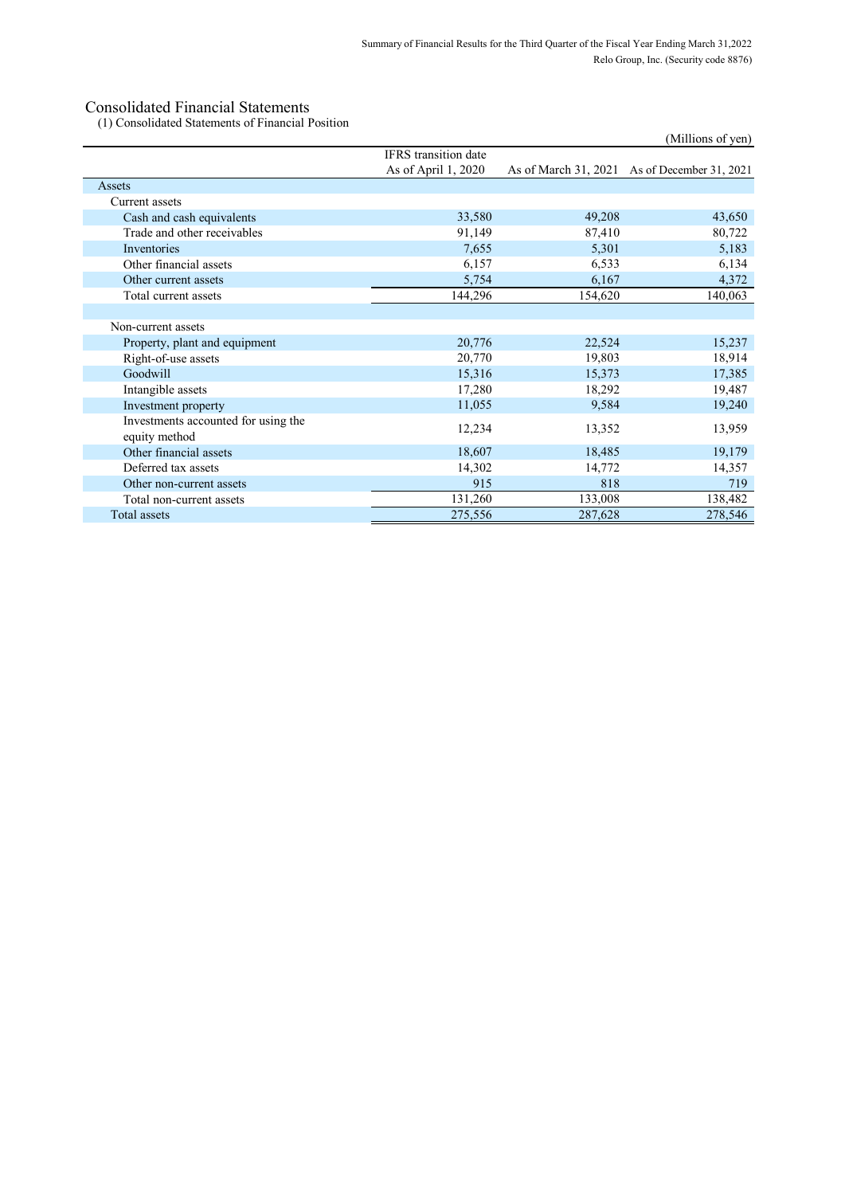# Consolidated Financial Statements

(1) Consolidated Statements of Financial Position

(Millions of yen)

| | IFRS transition date As of April 1, 2020 | As of March 31, 2021 | As of December 31, 2021 |
|---|---|---|---|
| Assets | | | |
| Current assets | | | |
| Cash and cash equivalents | 33,580 | 49,208 | 43,650 |
| Trade and other receivables | 91,149 | 87,410 | 80,722 |
| Inventories | 7,655 | 5,301 | 5,183 |
| Other financial assets | 6,157 | 6,533 | 6,134 |
| Other current assets | 5,754 | 6,167 | 4,372 |
| Total current assets | 144,296 | 154,620 | 140,063 |
| | | | |
| Non-current assets | | | |
| Property, plant and equipment | 20,776 | 22,524 | 15,237 |
| Right-of-use assets | 20,770 | 19,803 | 18,914 |
| Goodwill | 15,316 | 15,373 | 17,385 |
| Intangible assets | 17,280 | 18,292 | 19,487 |
| Investment property | 11,055 | 9,584 | 19,240 |
| Investments accounted for using the equity method | 12,234 | 13,352 | 13,959 |
| Other financial assets | 18,607 | 18,485 | 19,179 |
| Deferred tax assets | 14,302 | 14,772 | 14,357 |
| Other non-current assets | 915 | 818 | 719 |
| Total non-current assets | 131,260 | 133,008 | 138,482 |
| Total assets | 275,556 | 287,628 | 278,546 |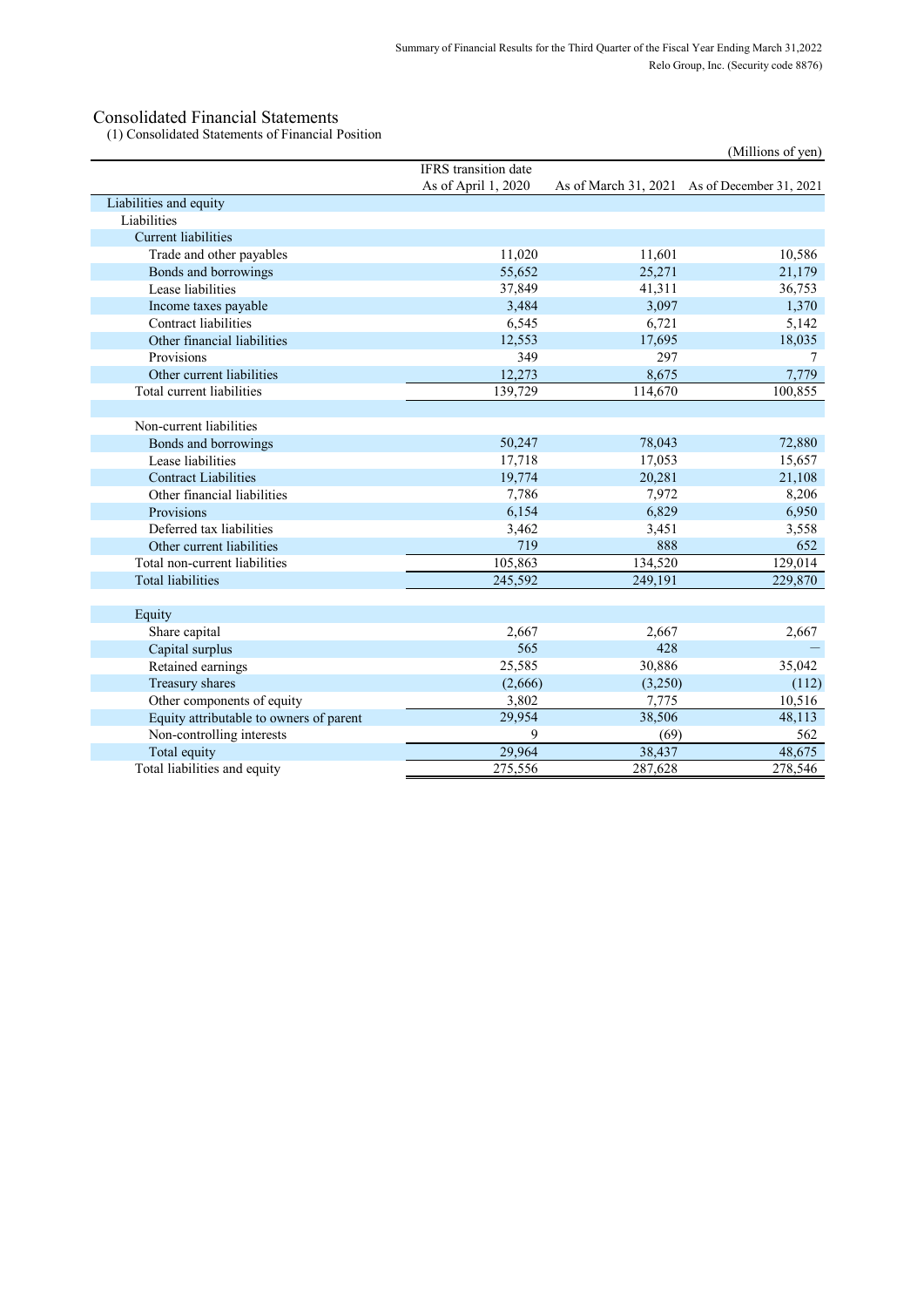# Consolidated Financial Statements

(1) Consolidated Statements of Financial Position

(Millions of yen)

| | IFRS transition date As of April 1, 2020 | As of March 31, 2021 | As of December 31, 2021 |
|---|---|---|---|
| Liabilities and equity | | | |
| Liabilities | | | |
| Current liabilities | | | |
| Trade and other payables | 11,020 | 11,601 | 10,586 |
| Bonds and borrowings | 55,652 | 25,271 | 21,179 |
| Lease liabilities | 37,849 | 41,311 | 36,753 |
| Income taxes payable | 3,484 | 3,097 | 1,370 |
| Contract liabilities | 6,545 | 6,721 | 5,142 |
| Other financial liabilities | 12,553 | 17,695 | 18,035 |
| Provisions | 349 | 297 | 7 |
| Other current liabilities | 12,273 | 8,675 | 7,779 |
| Total current liabilities | 139,729 | 114,670 | 100,855 |
| | | | |
| Non-current liabilities | | | |
| Bonds and borrowings | 50,247 | 78,043 | 72,880 |
| Lease liabilities | 17,718 | 17,053 | 15,657 |
| Contract Liabilities | 19,774 | 20,281 | 21,108 |
| Other financial liabilities | 7,786 | 7,972 | 8,206 |
| Provisions | 6,154 | 6,829 | 6,950 |
| Deferred tax liabilities | 3,462 | 3,451 | 3,558 |
| Other current liabilities | 719 | 888 | 652 |
| Total non-current liabilities | 105,863 | 134,520 | 129,014 |
| Total liabilities | 245,592 | 249,191 | 229,870 |
| | | | |
| Equity | | | |
| Share capital | 2,667 | 2,667 | 2,667 |
| Capital surplus | 565 | 428 | — |
| Retained earnings | 25,585 | 30,886 | 35,042 |
| Treasury shares | (2,666) | (3,250) | (112) |
| Other components of equity | 3,802 | 7,775 | 10,516 |
| Equity attributable to owners of parent | 29,954 | 38,506 | 48,113 |
| Non-controlling interests | 9 | (69) | 562 |
| Total equity | 29,964 | 38,437 | 48,675 |
| Total liabilities and equity | 275,556 | 287,628 | 278,546 |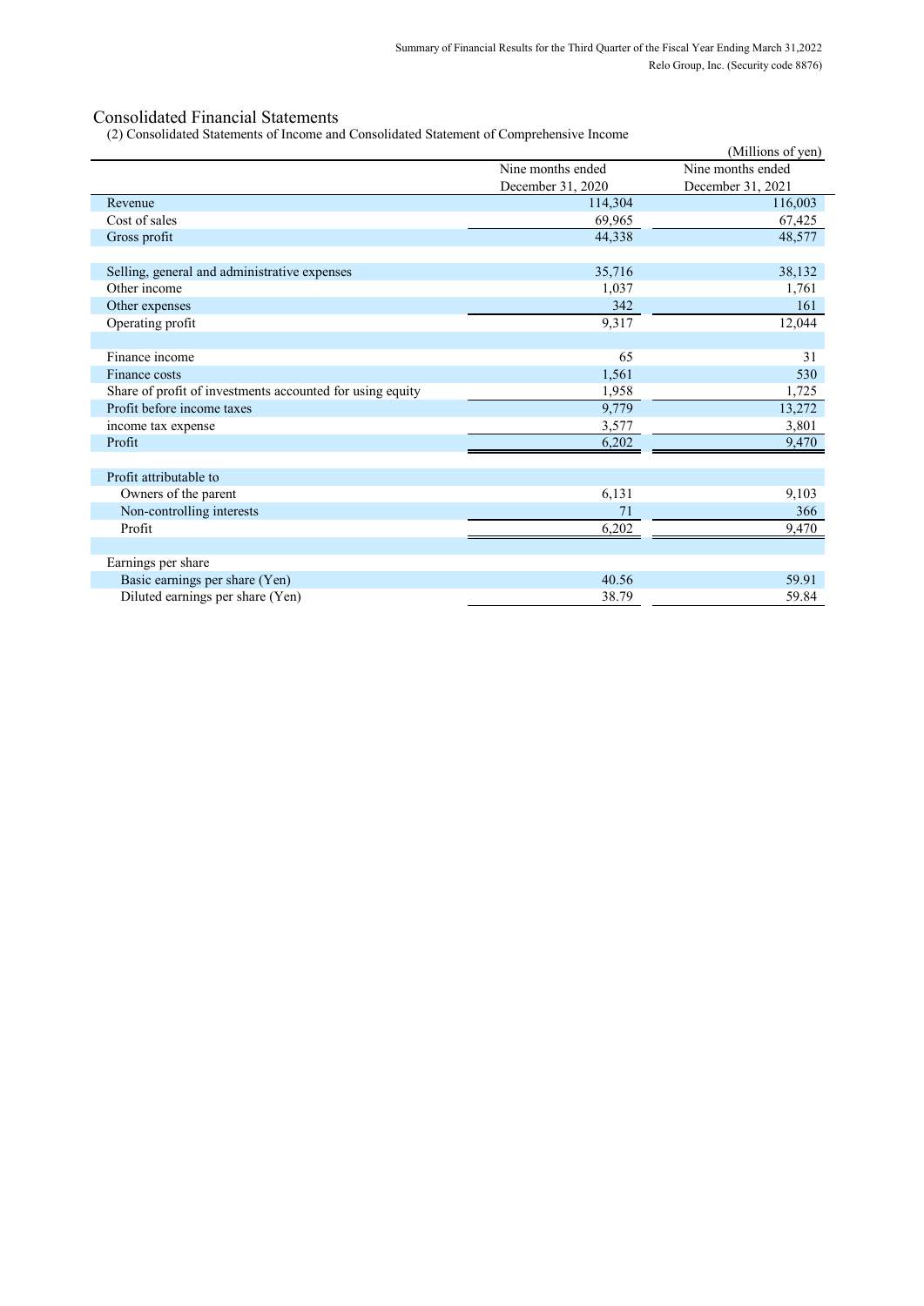# Consolidated Financial Statements

(2) Consolidated Statements of Income and Consolidated Statement of Comprehensive Income

(Millions of yen)

| | Nine months ended December 31, 2020 | Nine months ended December 31, 2021 |
|---|---|---|
| Revenue | 114,304 | 116,003 |
| Cost of sales | 69,965 | 67,425 |
| Gross profit | 44,338 | 48,577 |
| | | |
| Selling, general and administrative expenses | 35,716 | 38,132 |
| Other income | 1,037 | 1,761 |
| Other expenses | 342 | 161 |
| Operating profit | 9,317 | 12,044 |
| | | |
| Finance income | 65 | 31 |
| Finance costs | 1,561 | 530 |
| Share of profit of investments accounted for using equity | 1,958 | 1,725 |
| Profit before income taxes | 9,779 | 13,272 |
| income tax expense | 3,577 | 3,801 |
| Profit | 6,202 | 9,470 |
| | | |
| Profit attributable to | | |
| Owners of the parent | 6,131 | 9,103 |
| Non-controlling interests | 71 | 366 |
| Profit | 6,202 | 9,470 |
| | | |
| Earnings per share | | |
| Basic earnings per share (Yen) | 40.56 | 59.91 |
| Diluted earnings per share (Yen) | 38.79 | 59.84 |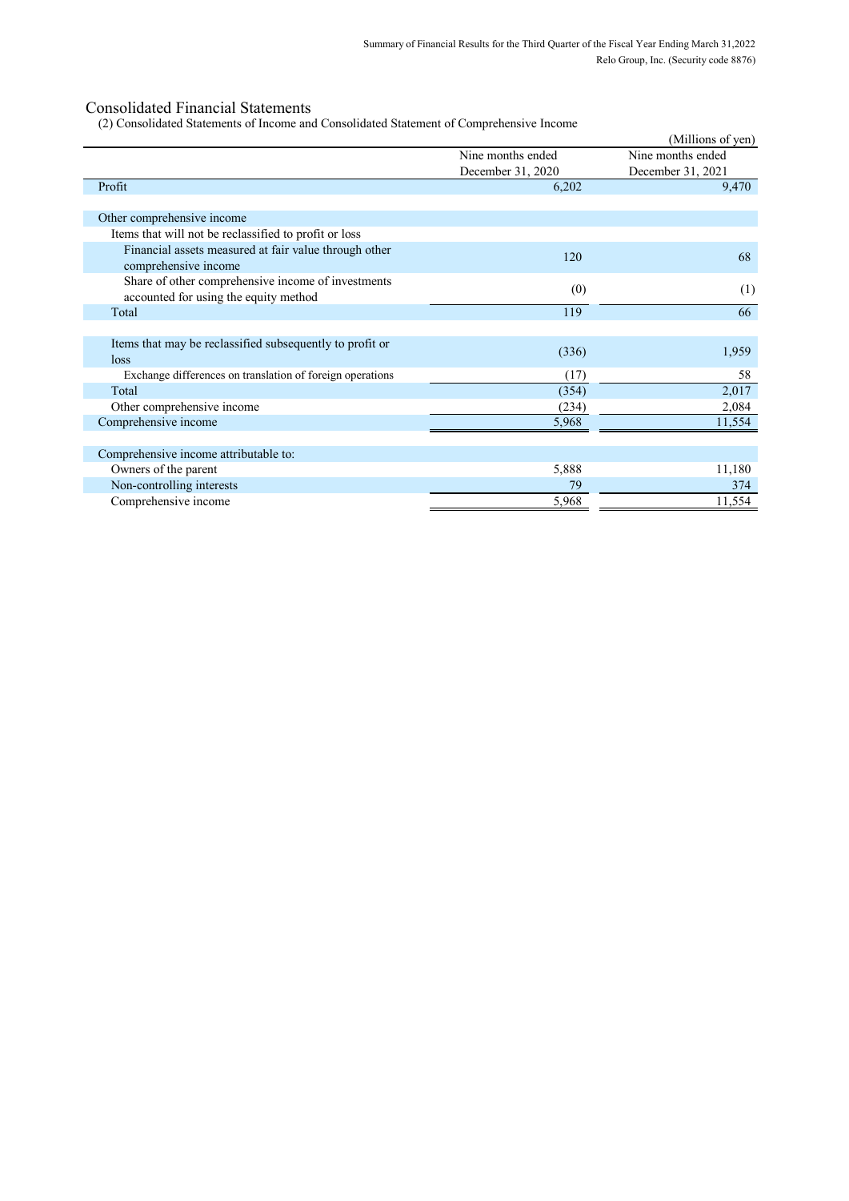# Consolidated Financial Statements

(2) Consolidated Statements of Income and Consolidated Statement of Comprehensive Income

(Millions of yen)

| | Nine months ended December 31, 2020 | Nine months ended December 31, 2021 |
|---|---|---|
| Profit | 6,202 | 9,470 |
| | | |
| Other comprehensive income | | |
| Items that will not be reclassified to profit or loss | | |
| Financial assets measured at fair value through other comprehensive income | 120 | 68 |
| Share of other comprehensive income of investments accounted for using the equity method | (0) | (1) |
| Total | 119 | 66 |
| | | |
| Items that may be reclassified subsequently to profit or loss | (336) | 1,959 |
| Exchange differences on translation of foreign operations | (17) | 58 |
| Total | (354) | 2,017 |
| Other comprehensive income | (234) | 2,084 |
| Comprehensive income | 5,968 | 11,554 |
| | | |
| Comprehensive income attributable to: | | |
| Owners of the parent | 5,888 | 11,180 |
| Non-controlling interests | 79 | 374 |
| Comprehensive income | 5,968 | 11,554 |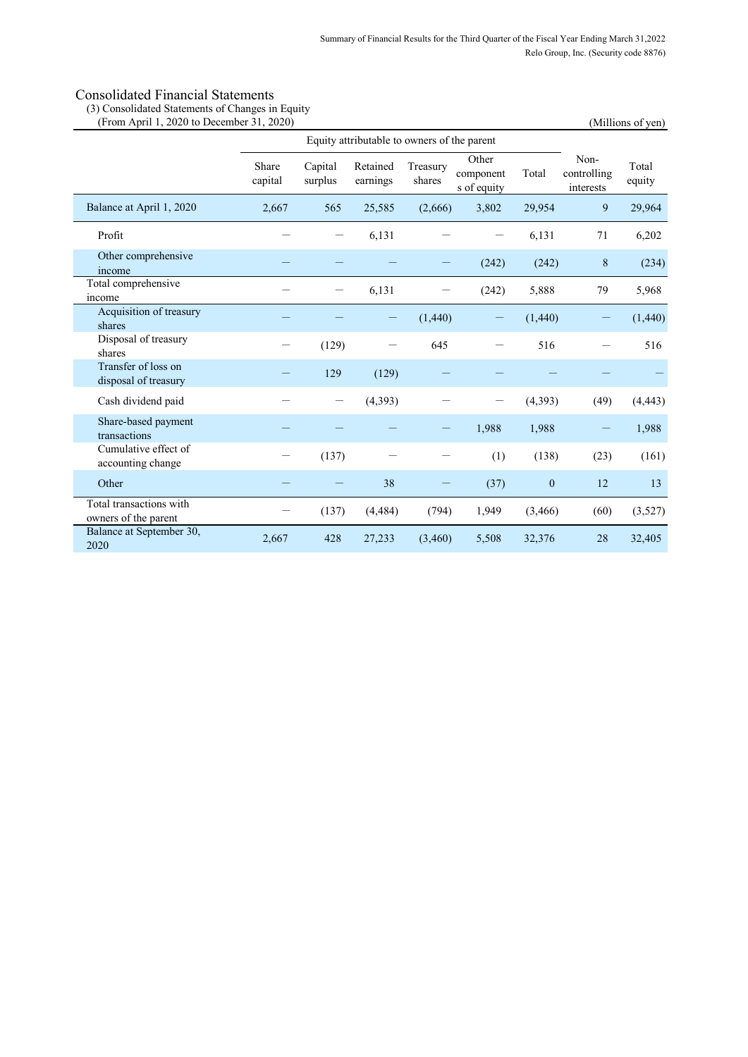## Consolidated Financial Statements

(3) Consolidated Statements of Changes in Equity

(From April 1, 2020 to December 31, 2020)

(Millions of yen)

| | Equity attributable to owners of the parent | | | | | | | |
|---|---|---|---|---|---|---|---|---|
| | Share capital | Capital surplus | Retained earnings | Treasury shares | Other components of equity | Total | Non-controlling interests | Total equity |
| Balance at April 1, 2020 | 2,667 | 565 | 25,585 | (2,666) | 3,802 | 29,954 | 9 | 29,964 |
| Profit | ― | ― | 6,131 | ― | ― | 6,131 | 71 | 6,202 |
| Other comprehensive income | ― | ― | ― | ― | (242) | (242) | 8 | (234) |
| Total comprehensive income | ― | ― | 6,131 | ― | (242) | 5,888 | 79 | 5,968 |
| Acquisition of treasury shares | ― | ― | ― | (1,440) | ― | (1,440) | ― | (1,440) |
| Disposal of treasury shares | ― | (129) | ― | 645 | ― | 516 | ― | 516 |
| Transfer of loss on disposal of treasury | ― | 129 | (129) | ― | ― | ― | ― | ― |
| Cash dividend paid | ― | ― | (4,393) | ― | ― | (4,393) | (49) | (4,443) |
| Share-based payment transactions | ― | ― | ― | ― | 1,988 | 1,988 | ― | 1,988 |
| Cumulative effect of accounting change | ― | (137) | ― | ― | (1) | (138) | (23) | (161) |
| Other | ― | ― | 38 | ― | (37) | 0 | 12 | 13 |
| Total transactions with owners of the parent | ― | (137) | (4,484) | (794) | 1,949 | (3,466) | (60) | (3,527) |
| Balance at September 30, 2020 | 2,667 | 428 | 27,233 | (3,460) | 5,508 | 32,376 | 28 | 32,405 |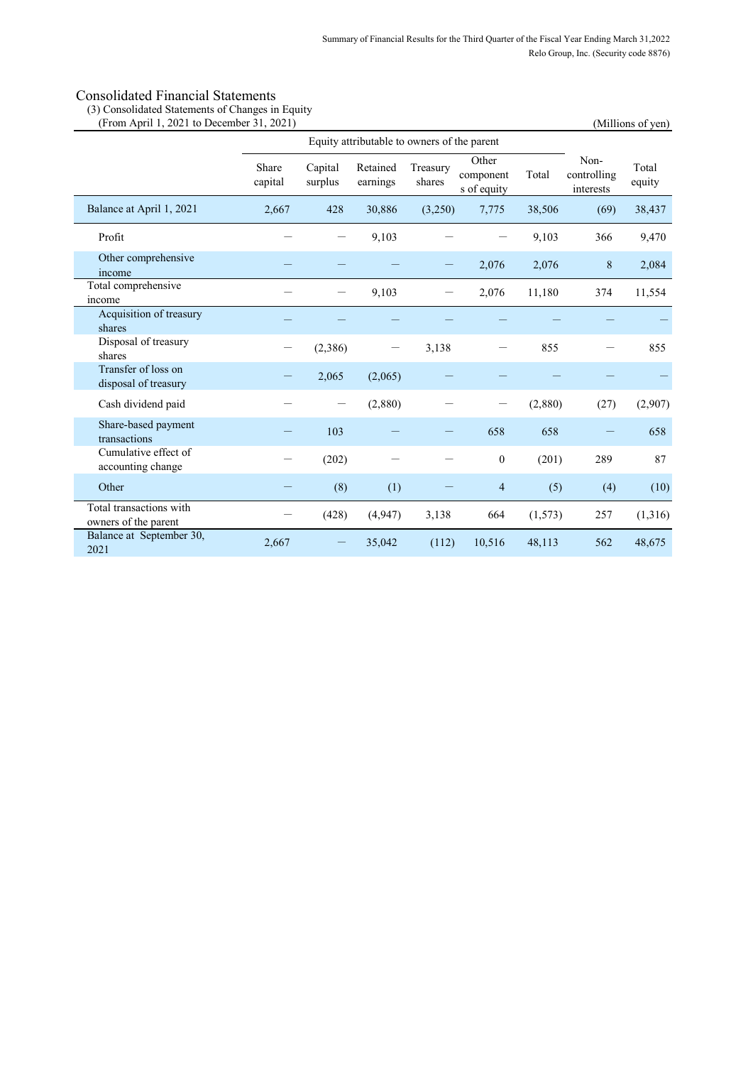# Consolidated Financial Statements

(3) Consolidated Statements of Changes in Equity

(From April 1, 2021 to December 31, 2021)

(Millions of yen)

| | Equity attributable to owners of the parent | | | | | | | |
|---|---|---|---|---|---|---|---|---|
| | Share capital | Capital surplus | Retained earnings | Treasury shares | Other components of equity | Total | Non-controlling interests | Total equity |
| Balance at April 1, 2021 | 2,667 | 428 | 30,886 | (3,250) | 7,775 | 38,506 | (69) | 38,437 |
| Profit | ― | ― | 9,103 | ― | ― | 9,103 | 366 | 9,470 |
| Other comprehensive income | ― | ― | ― | ― | 2,076 | 2,076 | 8 | 2,084 |
| Total comprehensive income | ― | ― | 9,103 | ― | 2,076 | 11,180 | 374 | 11,554 |
| Acquisition of treasury shares | ― | ― | ― | ― | ― | ― | ― | ― |
| Disposal of treasury shares | ― | (2,386) | ― | 3,138 | ― | 855 | ― | 855 |
| Transfer of loss on disposal of treasury | ― | 2,065 | (2,065) | ― | ― | ― | ― | ― |
| Cash dividend paid | ― | ― | (2,880) | ― | ― | (2,880) | (27) | (2,907) |
| Share-based payment transactions | ― | 103 | ― | ― | 658 | 658 | ― | 658 |
| Cumulative effect of accounting change | ― | (202) | ― | ― | 0 | (201) | 289 | 87 |
| Other | ― | (8) | (1) | ― | 4 | (5) | (4) | (10) |
| Total transactions with owners of the parent | ― | (428) | (4,947) | 3,138 | 664 | (1,573) | 257 | (1,316) |
| Balance at September 30, 2021 | 2,667 | ― | 35,042 | (112) | 10,516 | 48,113 | 562 | 48,675 |